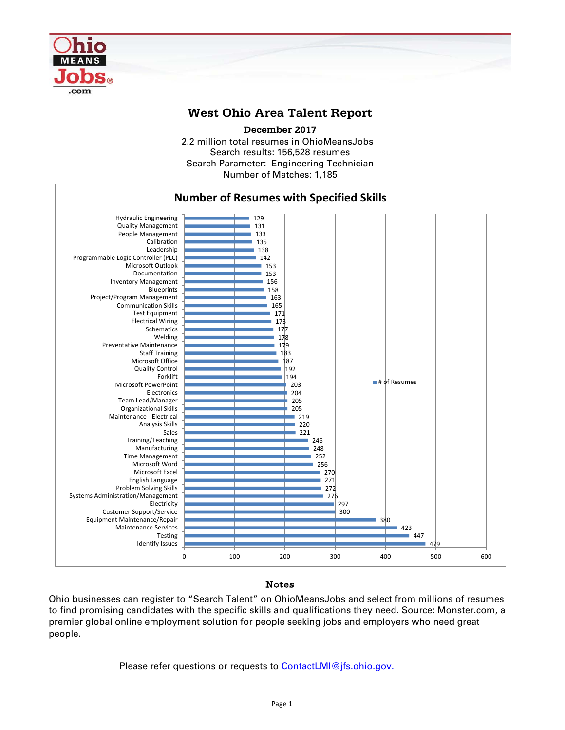# West Ohio Area Talent Report

**December 2017**

2.2 million total resumes in OhioMeansJobs
Search results: 156,528 resumes
Search Parameter: Engineering Technician
Number of Matches: 1,185

## Number of Resumes with Specified Skills

| Skill | # of Resumes |
|---|---|
| Hydraulic Engineering | 129 |
| Quality Management | 131 |
| People Management | 133 |
| Calibration | 135 |
| Leadership | 138 |
| Programmable Logic Controller (PLC) | 142 |
| Microsoft Outlook | 153 |
| Documentation | 153 |
| Inventory Management | 156 |
| Blueprints | 158 |
| Project/Program Management | 163 |
| Communication Skills | 165 |
| Test Equipment | 171 |
| Electrical Wiring | 173 |
| Schematics | 177 |
| Welding | 178 |
| Preventative Maintenance | 179 |
| Staff Training | 183 |
| Microsoft Office | 187 |
| Quality Control | 192 |
| Forklift | 194 |
| Microsoft PowerPoint | 203 |
| Electronics | 204 |
| Team Lead/Manager | 205 |
| Organizational Skills | 205 |
| Maintenance - Electrical | 219 |
| Analysis Skills | 220 |
| Sales | 221 |
| Training/Teaching | 246 |
| Manufacturing | 248 |
| Time Management | 252 |
| Microsoft Word | 256 |
| Microsoft Excel | 270 |
| English Language | 271 |
| Problem Solving Skills | 272 |
| Systems Administration/Management | 276 |
| Electricity | 297 |
| Customer Support/Service | 300 |
| Equipment Maintenance/Repair | 380 |
| Maintenance Services | 423 |
| Testing | 447 |
| Identify Issues | 479 |

### Notes

Ohio businesses can register to "Search Talent" on OhioMeansJobs and select from millions of resumes to find promising candidates with the specific skills and qualifications they need. Source: Monster.com, a premier global online employment solution for people seeking jobs and employers who need great people.

Please refer questions or requests to ContactLMI@jfs.ohio.gov.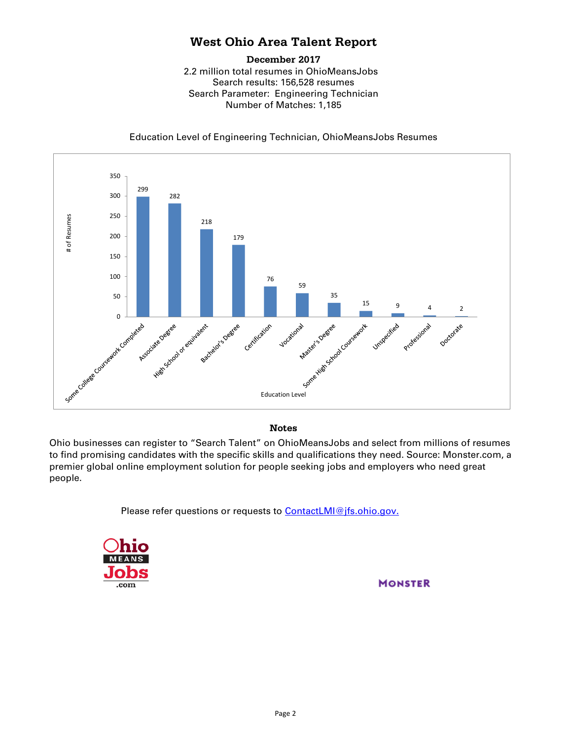# West Ohio Area Talent Report

**December 2017**

2.2 million total resumes in OhioMeansJobs
Search results: 156,528 resumes
Search Parameter: Engineering Technician
Number of Matches: 1,185

Education Level of Engineering Technician, OhioMeansJobs Resumes

# of Resumes

350
300
250
200
150
100
50
0

299
282
218
179
76
59
35
15
9
4
2

Some College Coursework Completed
Associate Degree
High School or equivalent
Bachelor's Degree
Certification
Vocational
Master's Degree
Some High School Coursework
Unspecified
Professional
Doctorate

Education Level

## Notes

Ohio businesses can register to "Search Talent" on OhioMeansJobs and select from millions of resumes to find promising candidates with the specific skills and qualifications they need. Source: Monster.com, a premier global online employment solution for people seeking jobs and employers who need great people.

Please refer questions or requests to ContactLMI@jfs.ohio.gov.

OhioMeansJobs.com

MONSTER